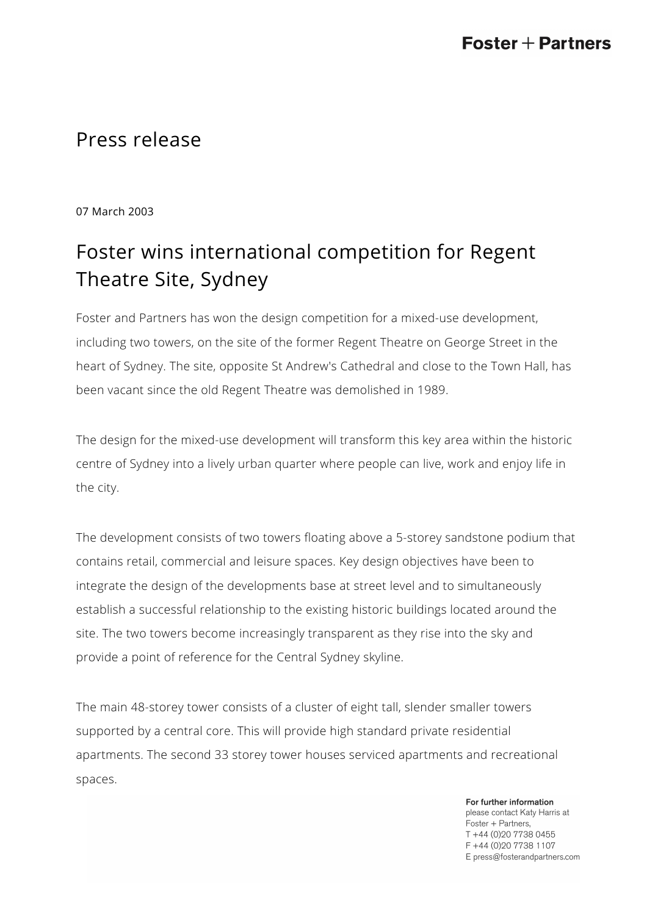# Press release

07 March 2003

## Foster wins international competition for Regent Theatre Site, Sydney

Foster and Partners has won the design competition for a mixed-use development, including two towers, on the site of the former Regent Theatre on George Street in the heart of Sydney. The site, opposite St Andrew's Cathedral and close to the Town Hall, has been vacant since the old Regent Theatre was demolished in 1989.

The design for the mixed-use development will transform this key area within the historic centre of Sydney into a lively urban quarter where people can live, work and enjoy life in the city.

The development consists of two towers floating above a 5-storey sandstone podium that contains retail, commercial and leisure spaces. Key design objectives have been to integrate the design of the developments base at street level and to simultaneously establish a successful relationship to the existing historic buildings located around the site. The two towers become increasingly transparent as they rise into the sky and provide a point of reference for the Central Sydney skyline.

The main 48-storey tower consists of a cluster of eight tall, slender smaller towers supported by a central core. This will provide high standard private residential apartments. The second 33 storey tower houses serviced apartments and recreational spaces.

**For further information**
please contact Katy Harris at
Foster + Partners,
T +44 (0)20 7738 0455
F +44 (0)20 7738 1107
E press@fosterandpartners.com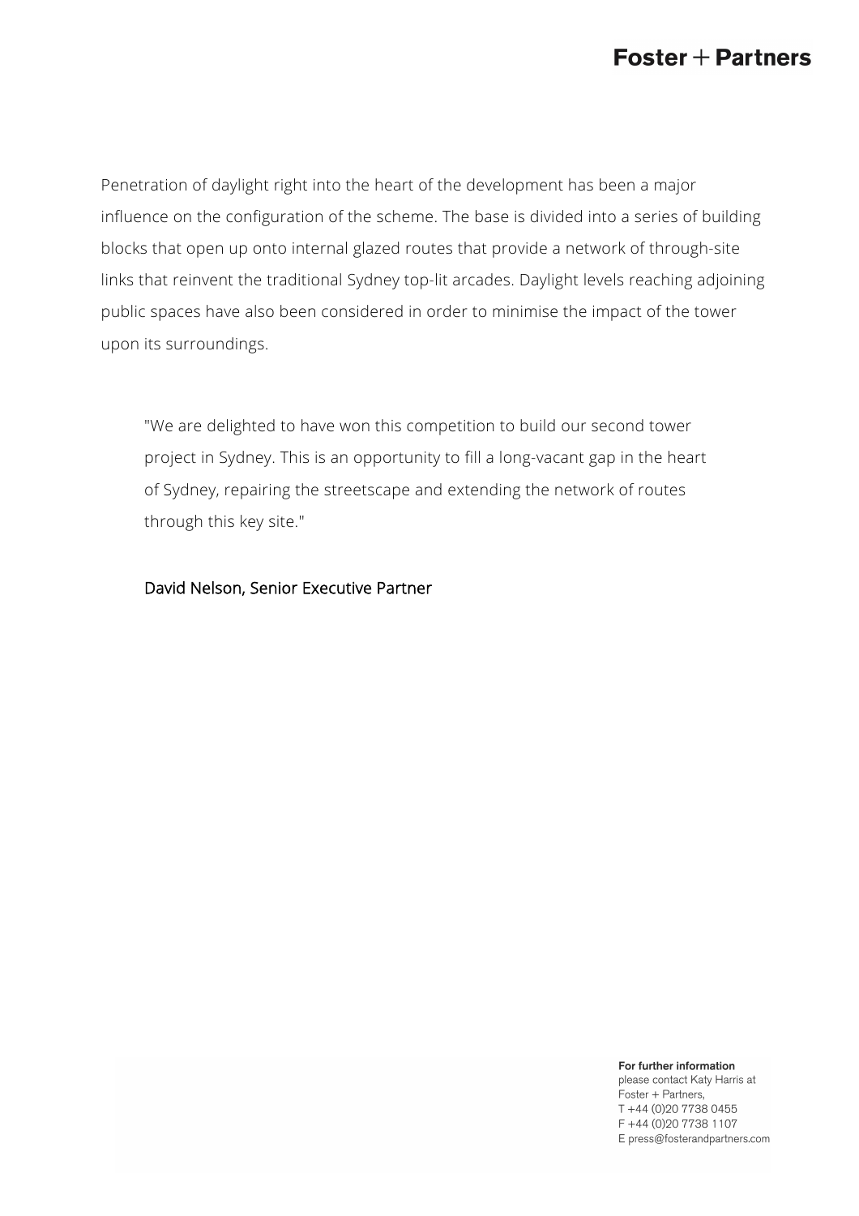Penetration of daylight right into the heart of the development has been a major influence on the configuration of the scheme. The base is divided into a series of building blocks that open up onto internal glazed routes that provide a network of through-site links that reinvent the traditional Sydney top-lit arcades. Daylight levels reaching adjoining public spaces have also been considered in order to minimise the impact of the tower upon its surroundings.

> "We are delighted to have won this competition to build our second tower project in Sydney. This is an opportunity to fill a long-vacant gap in the heart of Sydney, repairing the streetscape and extending the network of routes through this key site."
>
> David Nelson, Senior Executive Partner

**For further information**
please contact Katy Harris at Foster + Partners,
T +44 (0)20 7738 0455
F +44 (0)20 7738 1107
E press@fosterandpartners.com